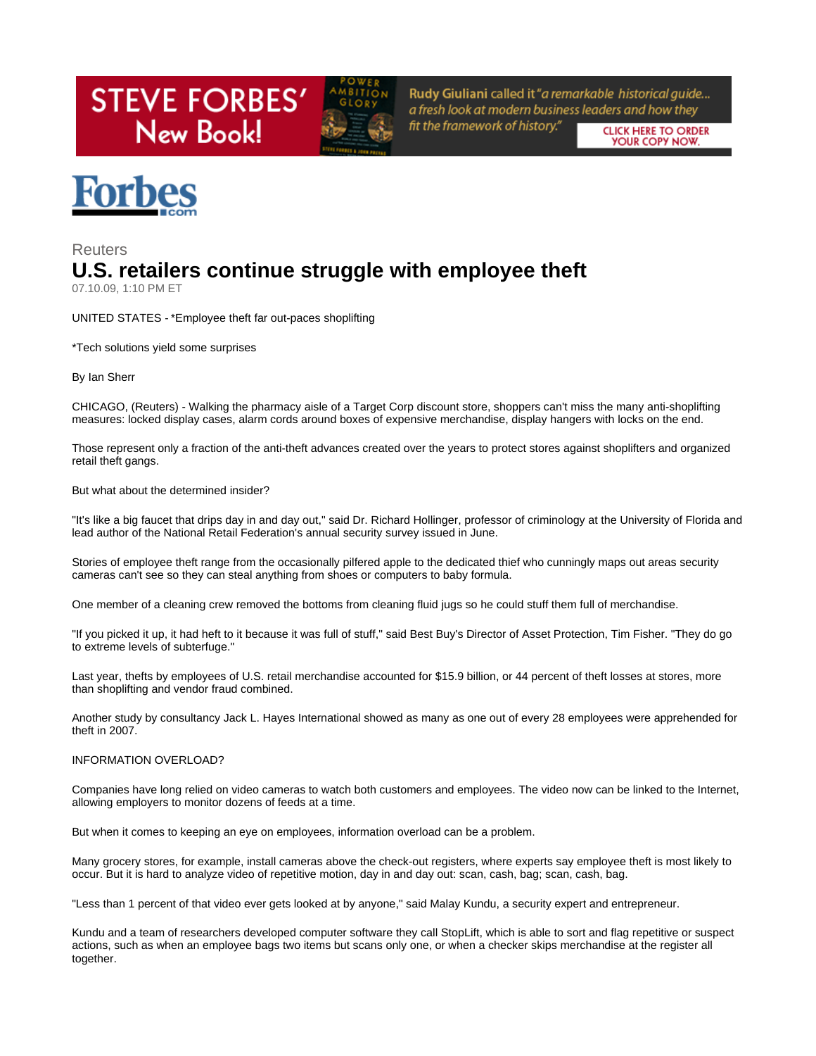Reuters

# U.S. retailers continue struggle with employee theft

07.10.09, 1:10 PM ET

UNITED STATES - *Employee theft far out-paces shoplifting

*Tech solutions yield some surprises

By Ian Sherr

CHICAGO, (Reuters) - Walking the pharmacy aisle of a Target Corp discount store, shoppers can't miss the many anti-shoplifting measures: locked display cases, alarm cords around boxes of expensive merchandise, display hangers with locks on the end.

Those represent only a fraction of the anti-theft advances created over the years to protect stores against shoplifters and organized retail theft gangs.

But what about the determined insider?

"It's like a big faucet that drips day in and day out," said Dr. Richard Hollinger, professor of criminology at the University of Florida and lead author of the National Retail Federation's annual security survey issued in June.

Stories of employee theft range from the occasionally pilfered apple to the dedicated thief who cunningly maps out areas security cameras can't see so they can steal anything from shoes or computers to baby formula.

One member of a cleaning crew removed the bottoms from cleaning fluid jugs so he could stuff them full of merchandise.

"If you picked it up, it had heft to it because it was full of stuff," said Best Buy's Director of Asset Protection, Tim Fisher. "They do go to extreme levels of subterfuge."

Last year, thefts by employees of U.S. retail merchandise accounted for $15.9 billion, or 44 percent of theft losses at stores, more than shoplifting and vendor fraud combined.

Another study by consultancy Jack L. Hayes International showed as many as one out of every 28 employees were apprehended for theft in 2007.

INFORMATION OVERLOAD?

Companies have long relied on video cameras to watch both customers and employees. The video now can be linked to the Internet, allowing employers to monitor dozens of feeds at a time.

But when it comes to keeping an eye on employees, information overload can be a problem.

Many grocery stores, for example, install cameras above the check-out registers, where experts say employee theft is most likely to occur. But it is hard to analyze video of repetitive motion, day in and day out: scan, cash, bag; scan, cash, bag.

"Less than 1 percent of that video ever gets looked at by anyone," said Malay Kundu, a security expert and entrepreneur.

Kundu and a team of researchers developed computer software they call StopLift, which is able to sort and flag repetitive or suspect actions, such as when an employee bags two items but scans only one, or when a checker skips merchandise at the register all together.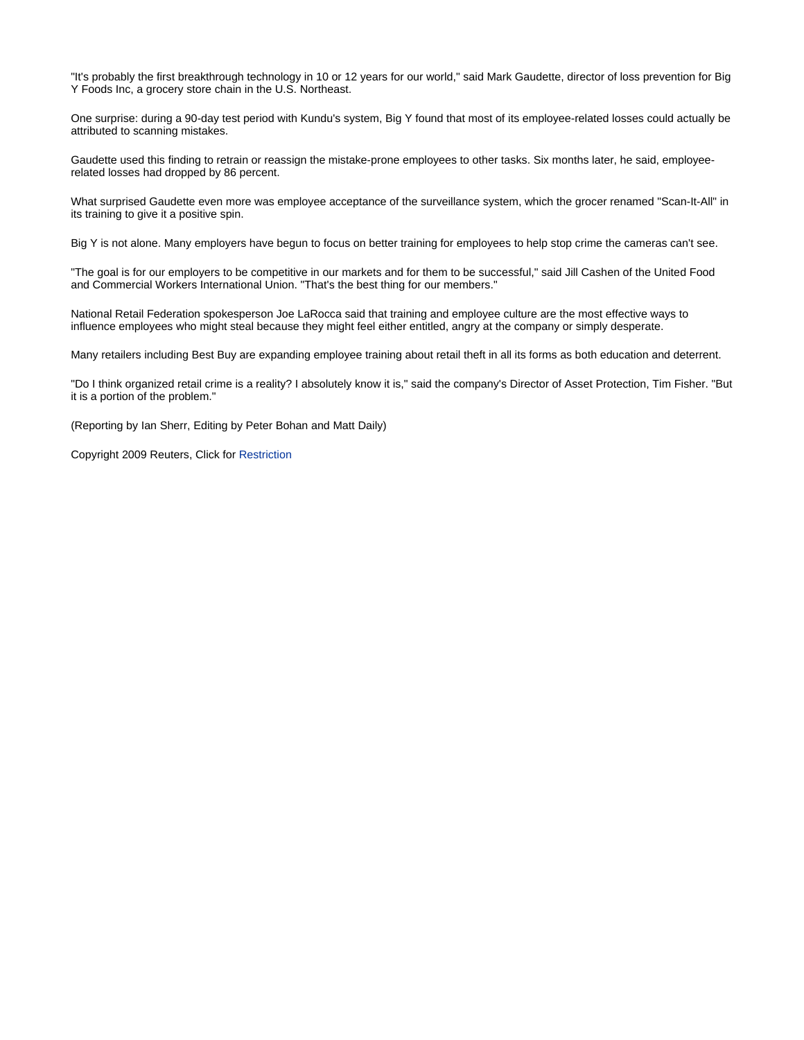"It's probably the first breakthrough technology in 10 or 12 years for our world," said Mark Gaudette, director of loss prevention for Big Y Foods Inc, a grocery store chain in the U.S. Northeast.

One surprise: during a 90-day test period with Kundu's system, Big Y found that most of its employee-related losses could actually be attributed to scanning mistakes.

Gaudette used this finding to retrain or reassign the mistake-prone employees to other tasks. Six months later, he said, employee-related losses had dropped by 86 percent.

What surprised Gaudette even more was employee acceptance of the surveillance system, which the grocer renamed "Scan-It-All" in its training to give it a positive spin.

Big Y is not alone. Many employers have begun to focus on better training for employees to help stop crime the cameras can't see.

"The goal is for our employers to be competitive in our markets and for them to be successful," said Jill Cashen of the United Food and Commercial Workers International Union. "That's the best thing for our members."

National Retail Federation spokesperson Joe LaRocca said that training and employee culture are the most effective ways to influence employees who might steal because they might feel either entitled, angry at the company or simply desperate.

Many retailers including Best Buy are expanding employee training about retail theft in all its forms as both education and deterrent.

"Do I think organized retail crime is a reality? I absolutely know it is," said the company's Director of Asset Protection, Tim Fisher. "But it is a portion of the problem."

(Reporting by Ian Sherr, Editing by Peter Bohan and Matt Daily)

Copyright 2009 Reuters, Click for Restriction